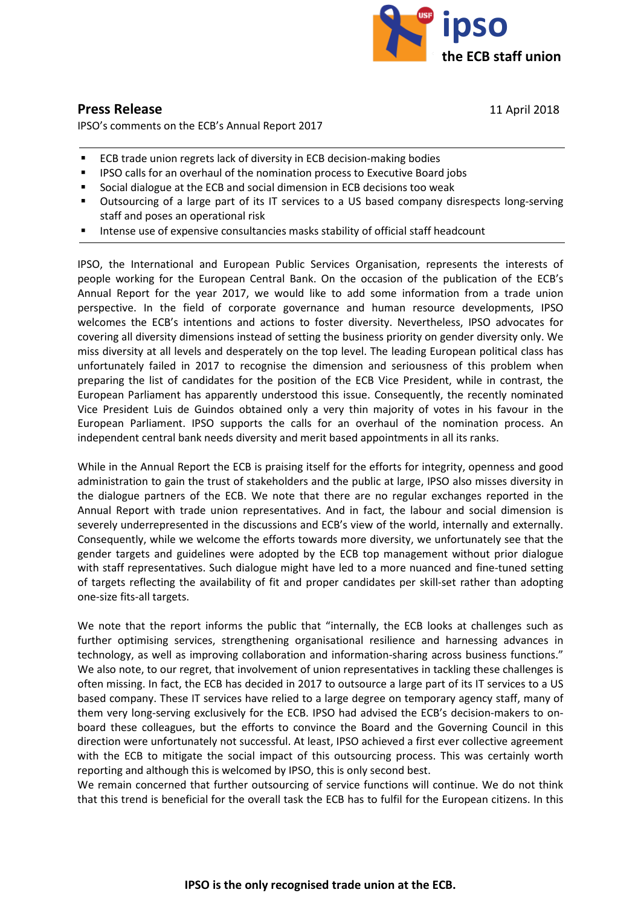ipso
the ECB staff union

# Press Release

11 April 2018

IPSO's comments on the ECB's Annual Report 2017

---

- ECB trade union regrets lack of diversity in ECB decision-making bodies
- IPSO calls for an overhaul of the nomination process to Executive Board jobs
- Social dialogue at the ECB and social dimension in ECB decisions too weak
- Outsourcing of a large part of its IT services to a US based company disrespects long-serving staff and poses an operational risk
- Intense use of expensive consultancies masks stability of official staff headcount

---

IPSO, the International and European Public Services Organisation, represents the interests of people working for the European Central Bank. On the occasion of the publication of the ECB's Annual Report for the year 2017, we would like to add some information from a trade union perspective. In the field of corporate governance and human resource developments, IPSO welcomes the ECB's intentions and actions to foster diversity. Nevertheless, IPSO advocates for covering all diversity dimensions instead of setting the business priority on gender diversity only. We miss diversity at all levels and desperately on the top level. The leading European political class has unfortunately failed in 2017 to recognise the dimension and seriousness of this problem when preparing the list of candidates for the position of the ECB Vice President, while in contrast, the European Parliament has apparently understood this issue. Consequently, the recently nominated Vice President Luis de Guindos obtained only a very thin majority of votes in his favour in the European Parliament. IPSO supports the calls for an overhaul of the nomination process. An independent central bank needs diversity and merit based appointments in all its ranks.

While in the Annual Report the ECB is praising itself for the efforts for integrity, openness and good administration to gain the trust of stakeholders and the public at large, IPSO also misses diversity in the dialogue partners of the ECB. We note that there are no regular exchanges reported in the Annual Report with trade union representatives. And in fact, the labour and social dimension is severely underrepresented in the discussions and ECB's view of the world, internally and externally. Consequently, while we welcome the efforts towards more diversity, we unfortunately see that the gender targets and guidelines were adopted by the ECB top management without prior dialogue with staff representatives. Such dialogue might have led to a more nuanced and fine-tuned setting of targets reflecting the availability of fit and proper candidates per skill-set rather than adopting one-size fits-all targets.

We note that the report informs the public that "internally, the ECB looks at challenges such as further optimising services, strengthening organisational resilience and harnessing advances in technology, as well as improving collaboration and information-sharing across business functions." We also note, to our regret, that involvement of union representatives in tackling these challenges is often missing. In fact, the ECB has decided in 2017 to outsource a large part of its IT services to a US based company. These IT services have relied to a large degree on temporary agency staff, many of them very long-serving exclusively for the ECB. IPSO had advised the ECB's decision-makers to on-board these colleagues, but the efforts to convince the Board and the Governing Council in this direction were unfortunately not successful. At least, IPSO achieved a first ever collective agreement with the ECB to mitigate the social impact of this outsourcing process. This was certainly worth reporting and although this is welcomed by IPSO, this is only second best.

We remain concerned that further outsourcing of service functions will continue. We do not think that this trend is beneficial for the overall task the ECB has to fulfil for the European citizens. In this

**IPSO is the only recognised trade union at the ECB.**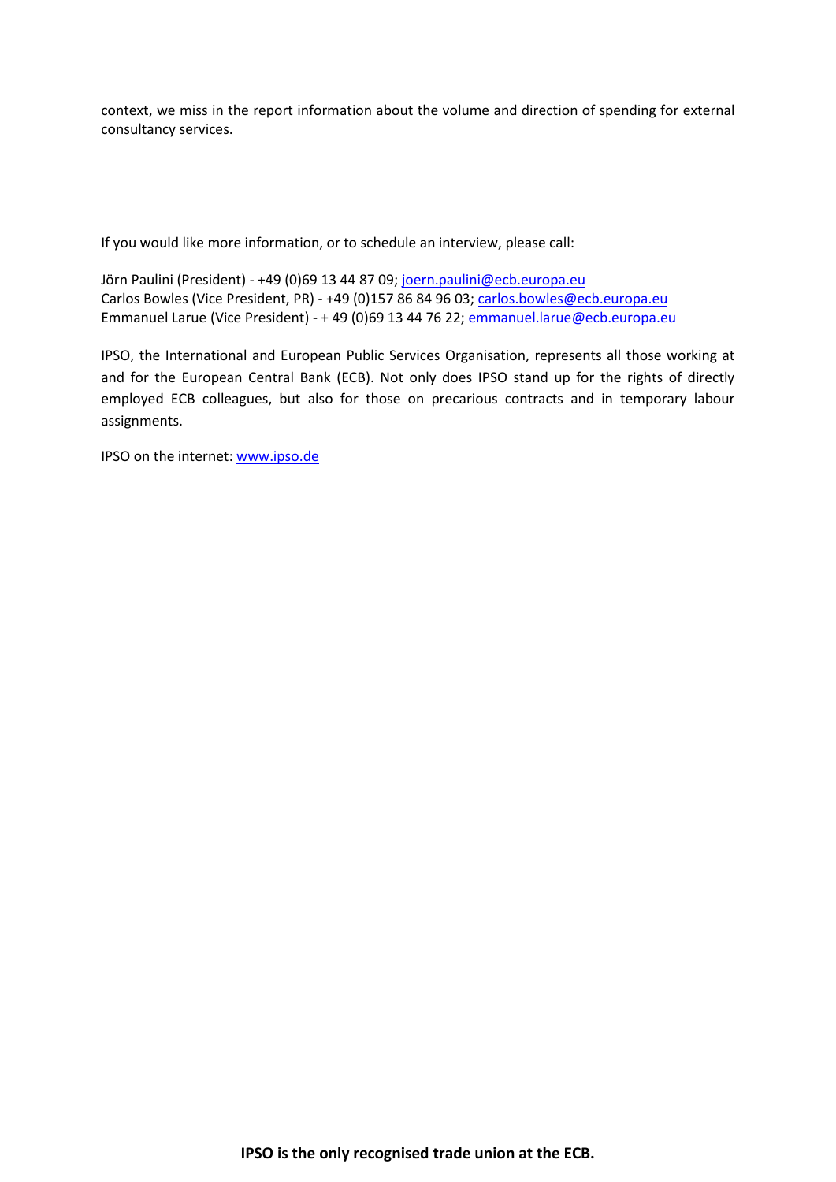context, we miss in the report information about the volume and direction of spending for external consultancy services.

If you would like more information, or to schedule an interview, please call:

Jörn Paulini (President) - +49 (0)69 13 44 87 09; joern.paulini@ecb.europa.eu
Carlos Bowles (Vice President, PR) - +49 (0)157 86 84 96 03; carlos.bowles@ecb.europa.eu
Emmanuel Larue (Vice President) - + 49 (0)69 13 44 76 22; emmanuel.larue@ecb.europa.eu

IPSO, the International and European Public Services Organisation, represents all those working at and for the European Central Bank (ECB). Not only does IPSO stand up for the rights of directly employed ECB colleagues, but also for those on precarious contracts and in temporary labour assignments.

IPSO on the internet: www.ipso.de

**IPSO is the only recognised trade union at the ECB.**